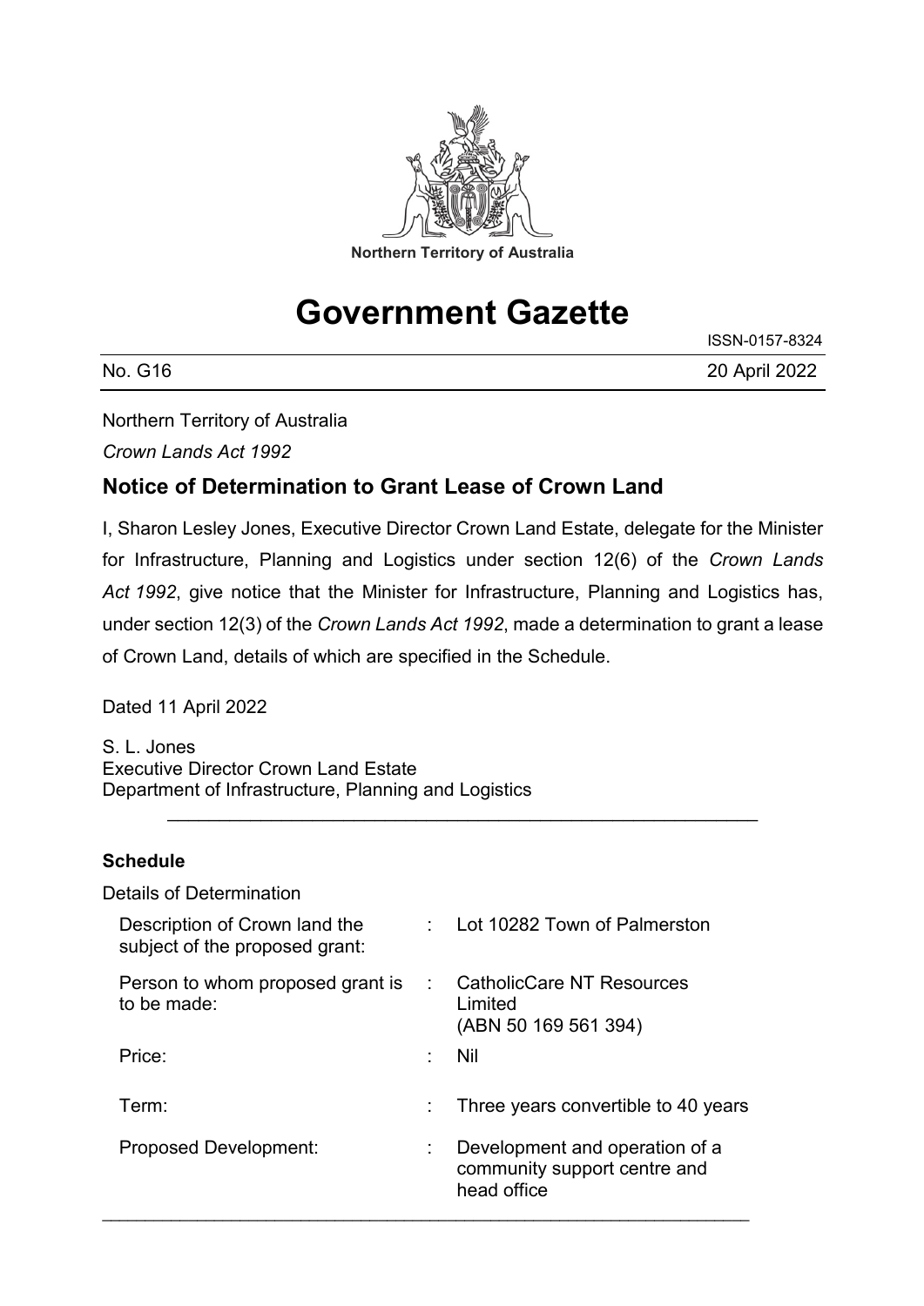Northern Territory of Australia

# Government Gazette

ISSN-0157-8324

No. G16 20 April 2022

Northern Territory of Australia

*Crown Lands Act 1992*

## Notice of Determination to Grant Lease of Crown Land

I, Sharon Lesley Jones, Executive Director Crown Land Estate, delegate for the Minister for Infrastructure, Planning and Logistics under section 12(6) of the *Crown Lands Act 1992*, give notice that the Minister for Infrastructure, Planning and Logistics has, under section 12(3) of the *Crown Lands Act 1992*, made a determination to grant a lease of Crown Land, details of which are specified in the Schedule.

Dated 11 April 2022

S. L. Jones
Executive Director Crown Land Estate
Department of Infrastructure, Planning and Logistics

---

**Schedule**

Details of Determination

| | | |
|---|---|---|
| Description of Crown land the subject of the proposed grant: | : | Lot 10282 Town of Palmerston |
| Person to whom proposed grant is to be made: | : | CatholicCare NT Resources Limited (ABN 50 169 561 394) |
| Price: | : | Nil |
| Term: | : | Three years convertible to 40 years |
| Proposed Development: | : | Development and operation of a community support centre and head office |

---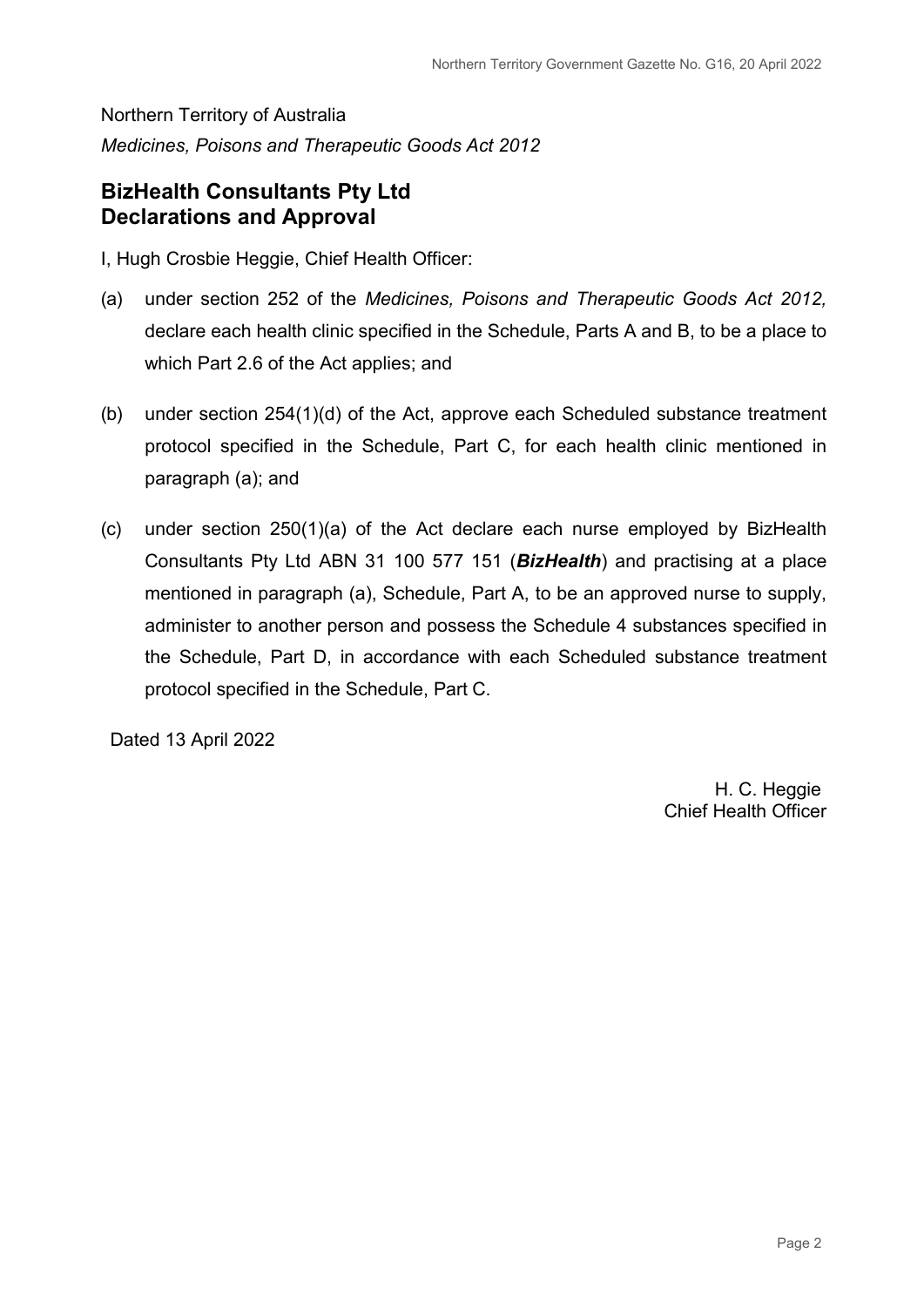Northern Territory of Australia

*Medicines, Poisons and Therapeutic Goods Act 2012*

## BizHealth Consultants Pty Ltd
## Declarations and Approval

I, Hugh Crosbie Heggie, Chief Health Officer:

(a) under section 252 of the *Medicines, Poisons and Therapeutic Goods Act 2012,* declare each health clinic specified in the Schedule, Parts A and B, to be a place to which Part 2.6 of the Act applies; and

(b) under section 254(1)(d) of the Act, approve each Scheduled substance treatment protocol specified in the Schedule, Part C, for each health clinic mentioned in paragraph (a); and

(c) under section 250(1)(a) of the Act declare each nurse employed by BizHealth Consultants Pty Ltd ABN 31 100 577 151 (***BizHealth***) and practising at a place mentioned in paragraph (a), Schedule, Part A, to be an approved nurse to supply, administer to another person and possess the Schedule 4 substances specified in the Schedule, Part D, in accordance with each Scheduled substance treatment protocol specified in the Schedule, Part C.

Dated 13 April 2022

H. C. Heggie
Chief Health Officer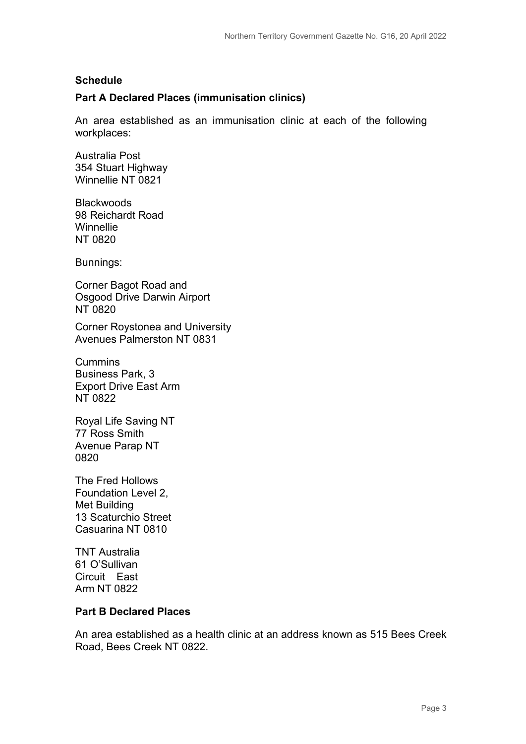**Schedule**

**Part A Declared Places (immunisation clinics)**

An area established as an immunisation clinic at each of the following workplaces:

Australia Post
354 Stuart Highway
Winnellie NT 0821

Blackwoods
98 Reichardt Road
Winnellie
NT 0820

Bunnings:

Corner Bagot Road and
Osgood Drive Darwin Airport
NT 0820

Corner Roystonea and University
Avenues Palmerston NT 0831

Cummins
Business Park, 3
Export Drive East Arm
NT 0822

Royal Life Saving NT
77 Ross Smith
Avenue Parap NT
0820

The Fred Hollows
Foundation Level 2,
Met Building
13 Scaturchio Street
Casuarina NT 0810

TNT Australia
61 O'Sullivan
Circuit East
Arm NT 0822

**Part B Declared Places**

An area established as a health clinic at an address known as 515 Bees Creek Road, Bees Creek NT 0822.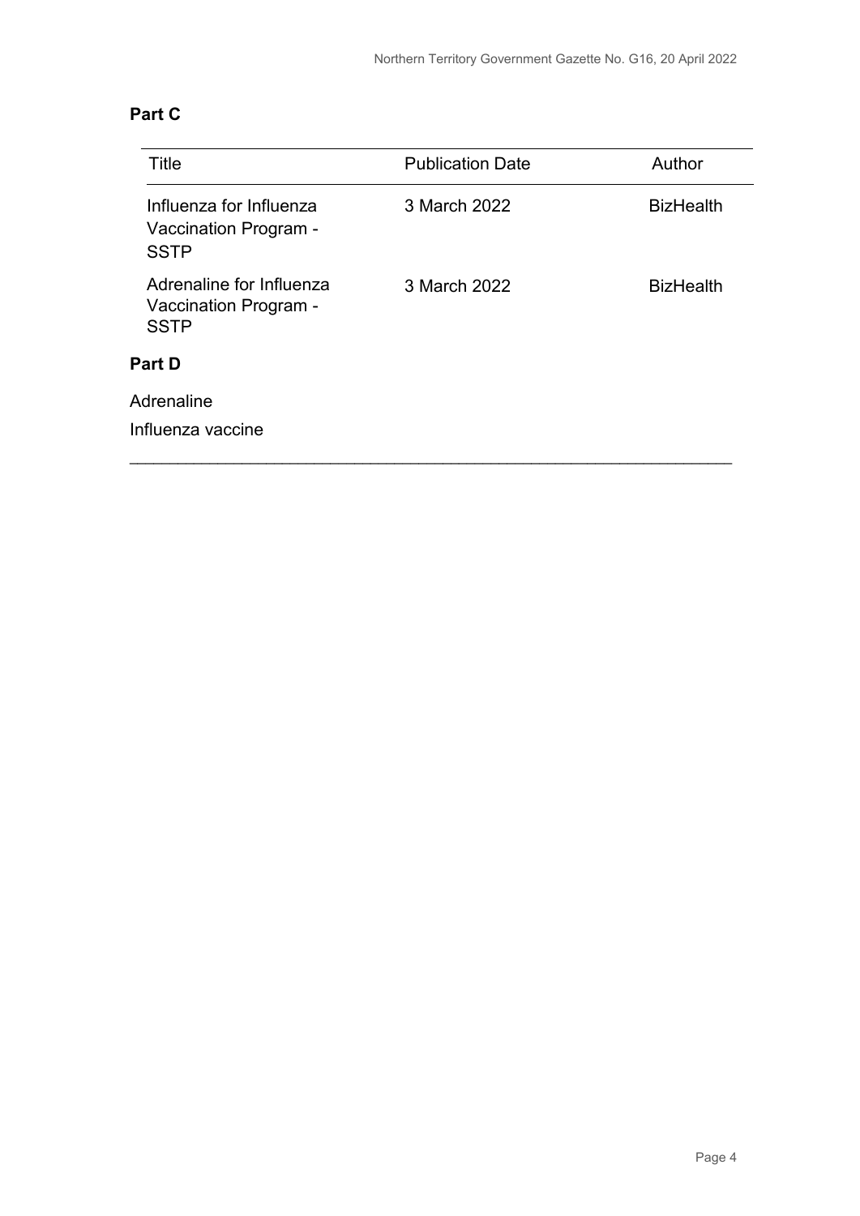**Part C**

| Title | Publication Date | Author |
| --- | --- | --- |
| Influenza for Influenza Vaccination Program - SSTP | 3 March 2022 | BizHealth |
| Adrenaline for Influenza Vaccination Program - SSTP | 3 March 2022 | BizHealth |

**Part D**

Adrenaline

Influenza vaccine

---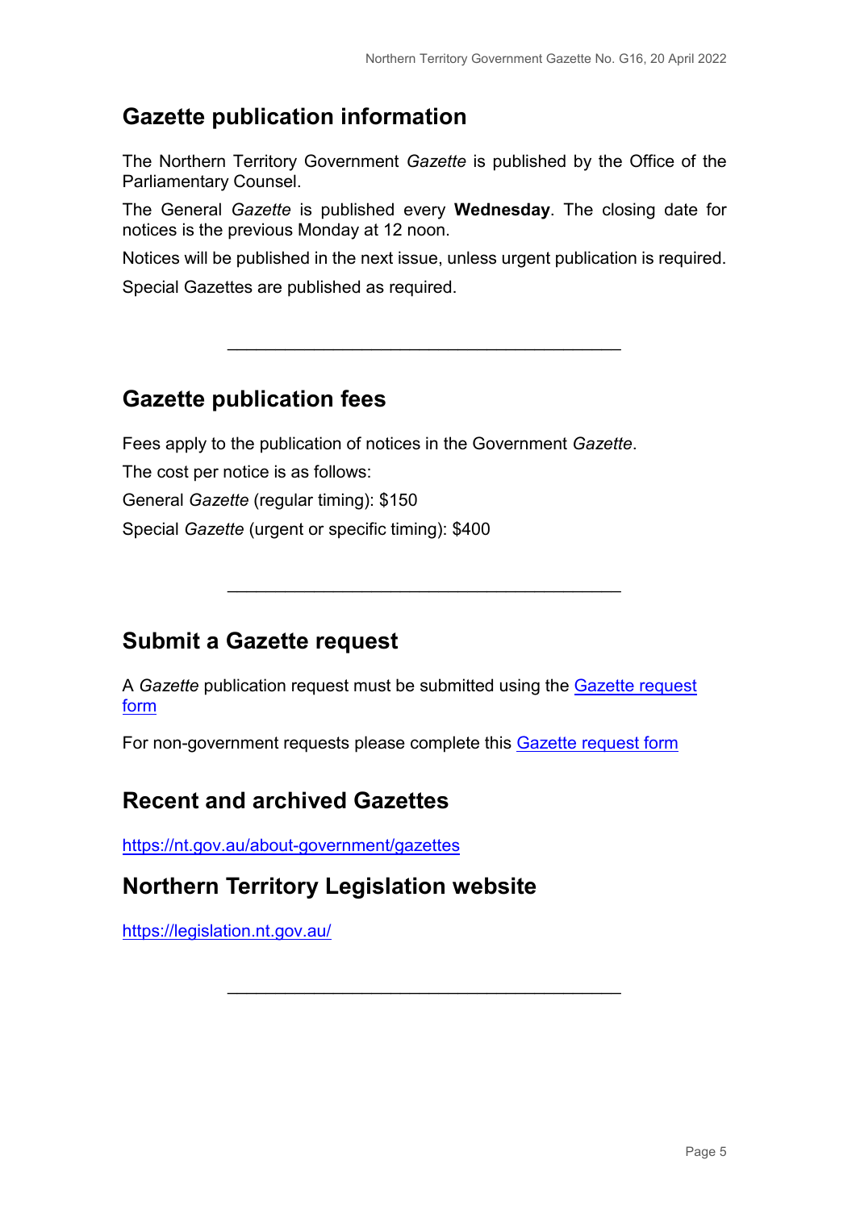## Gazette publication information

The Northern Territory Government *Gazette* is published by the Office of the Parliamentary Counsel.

The General *Gazette* is published every **Wednesday**. The closing date for notices is the previous Monday at 12 noon.

Notices will be published in the next issue, unless urgent publication is required.

Special Gazettes are published as required.

---

## Gazette publication fees

Fees apply to the publication of notices in the Government *Gazette*.

The cost per notice is as follows:

General *Gazette* (regular timing): $150

Special *Gazette* (urgent or specific timing): $400

---

## Submit a Gazette request

A *Gazette* publication request must be submitted using the Gazette request form

For non-government requests please complete this Gazette request form

## Recent and archived Gazettes

https://nt.gov.au/about-government/gazettes

## Northern Territory Legislation website

https://legislation.nt.gov.au/

---